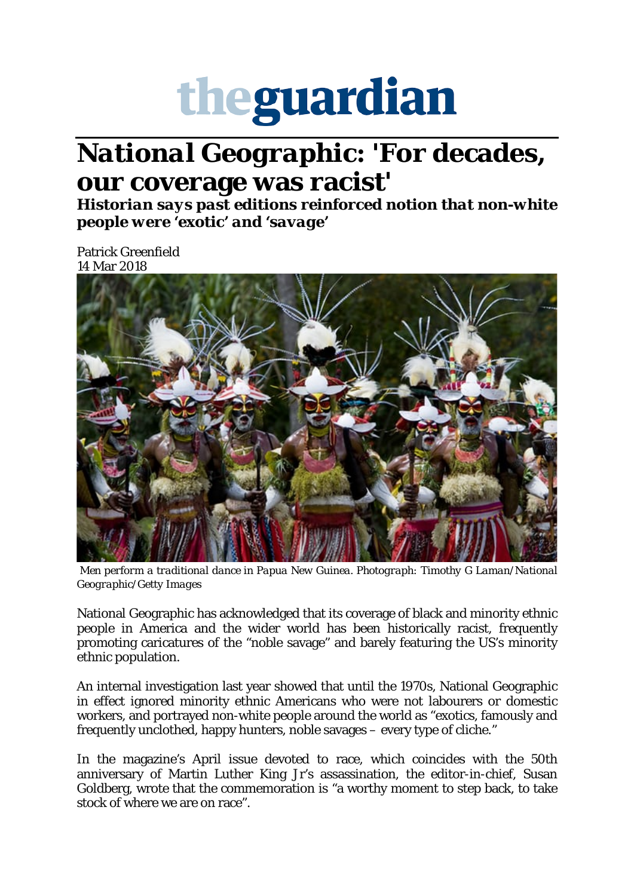# theguardian

# *National Geographic*: 'For decades, our coverage was racist'

***Historian says past editions reinforced notion that non-white people were 'exotic' and 'savage'***

Patrick Greenfield
14 Mar 2018

*Men perform a traditional dance in Papua New Guinea. Photograph: Timothy G Laman/National Geographic/Getty Images*

National Geographic has acknowledged that its coverage of black and minority ethnic people in America and the wider world has been historically racist, frequently promoting caricatures of the "noble savage" and barely featuring the US's minority ethnic population.

An internal investigation last year showed that until the 1970s, National Geographic in effect ignored minority ethnic Americans who were not labourers or domestic workers, and portrayed non-white people around the world as "exotics, famously and frequently unclothed, happy hunters, noble savages – every type of cliche."

In the magazine's April issue devoted to race, which coincides with the 50th anniversary of Martin Luther King Jr's assassination, the editor-in-chief, Susan Goldberg, wrote that the commemoration is "a worthy moment to step back, to take stock of where we are on race".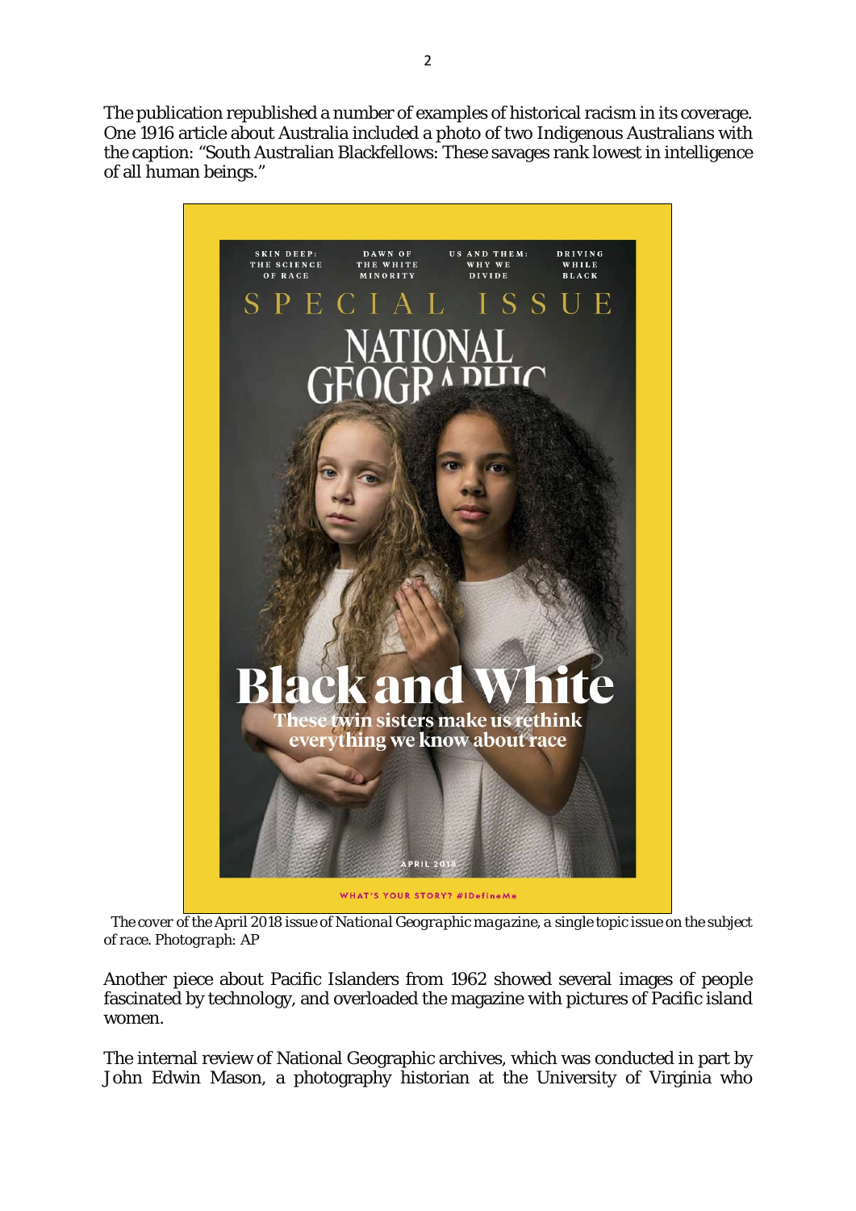The publication republished a number of examples of historical racism in its coverage. One 1916 article about Australia included a photo of two Indigenous Australians with the caption: "South Australian Blackfellows: These savages rank lowest in intelligence of all human beings."

*The cover of the April 2018 issue of National Geographic magazine, a single topic issue on the subject of race. Photograph: AP*

Another piece about Pacific Islanders from 1962 showed several images of people fascinated by technology, and overloaded the magazine with pictures of Pacific island women.

The internal review of National Geographic archives, which was conducted in part by John Edwin Mason, a photography historian at the University of Virginia who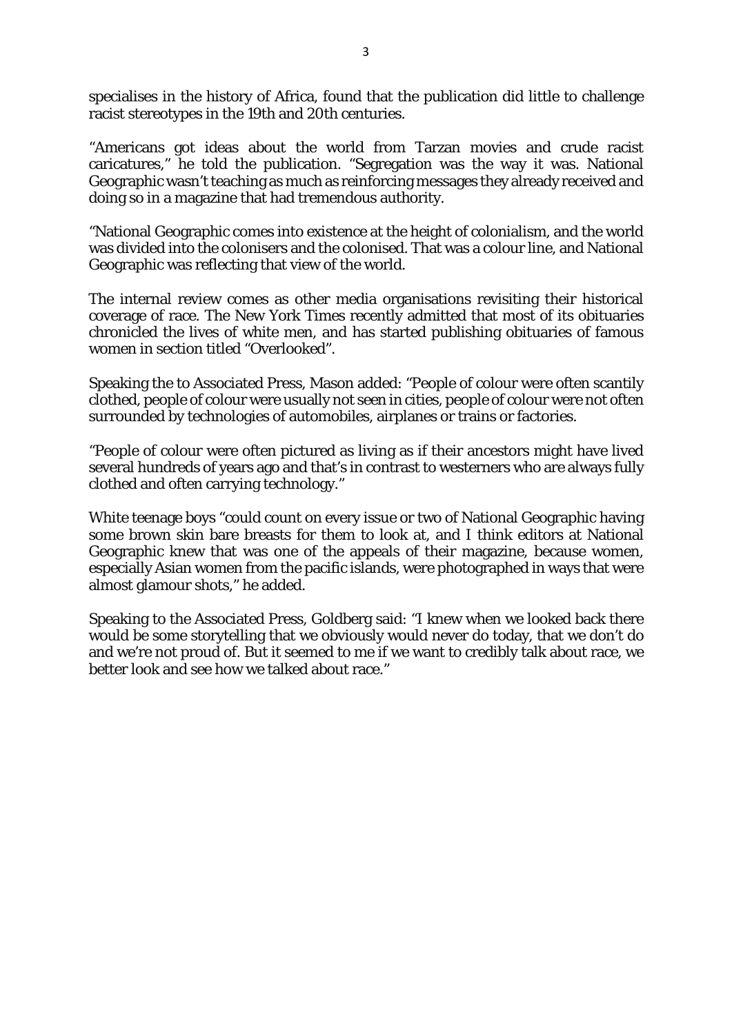specialises in the history of Africa, found that the publication did little to challenge racist stereotypes in the 19th and 20th centuries.

"Americans got ideas about the world from Tarzan movies and crude racist caricatures," he told the publication. "Segregation was the way it was. National Geographic wasn't teaching as much as reinforcing messages they already received and doing so in a magazine that had tremendous authority.

"National Geographic comes into existence at the height of colonialism, and the world was divided into the colonisers and the colonised. That was a colour line, and National Geographic was reflecting that view of the world.

The internal review comes as other media organisations revisiting their historical coverage of race. The New York Times recently admitted that most of its obituaries chronicled the lives of white men, and has started publishing obituaries of famous women in section titled "Overlooked".

Speaking the to Associated Press, Mason added: "People of colour were often scantily clothed, people of colour were usually not seen in cities, people of colour were not often surrounded by technologies of automobiles, airplanes or trains or factories.

"People of colour were often pictured as living as if their ancestors might have lived several hundreds of years ago and that's in contrast to westerners who are always fully clothed and often carrying technology."

White teenage boys "could count on every issue or two of National Geographic having some brown skin bare breasts for them to look at, and I think editors at National Geographic knew that was one of the appeals of their magazine, because women, especially Asian women from the pacific islands, were photographed in ways that were almost glamour shots," he added.

Speaking to the Associated Press, Goldberg said: "I knew when we looked back there would be some storytelling that we obviously would never do today, that we don't do and we're not proud of. But it seemed to me if we want to credibly talk about race, we better look and see how we talked about race."